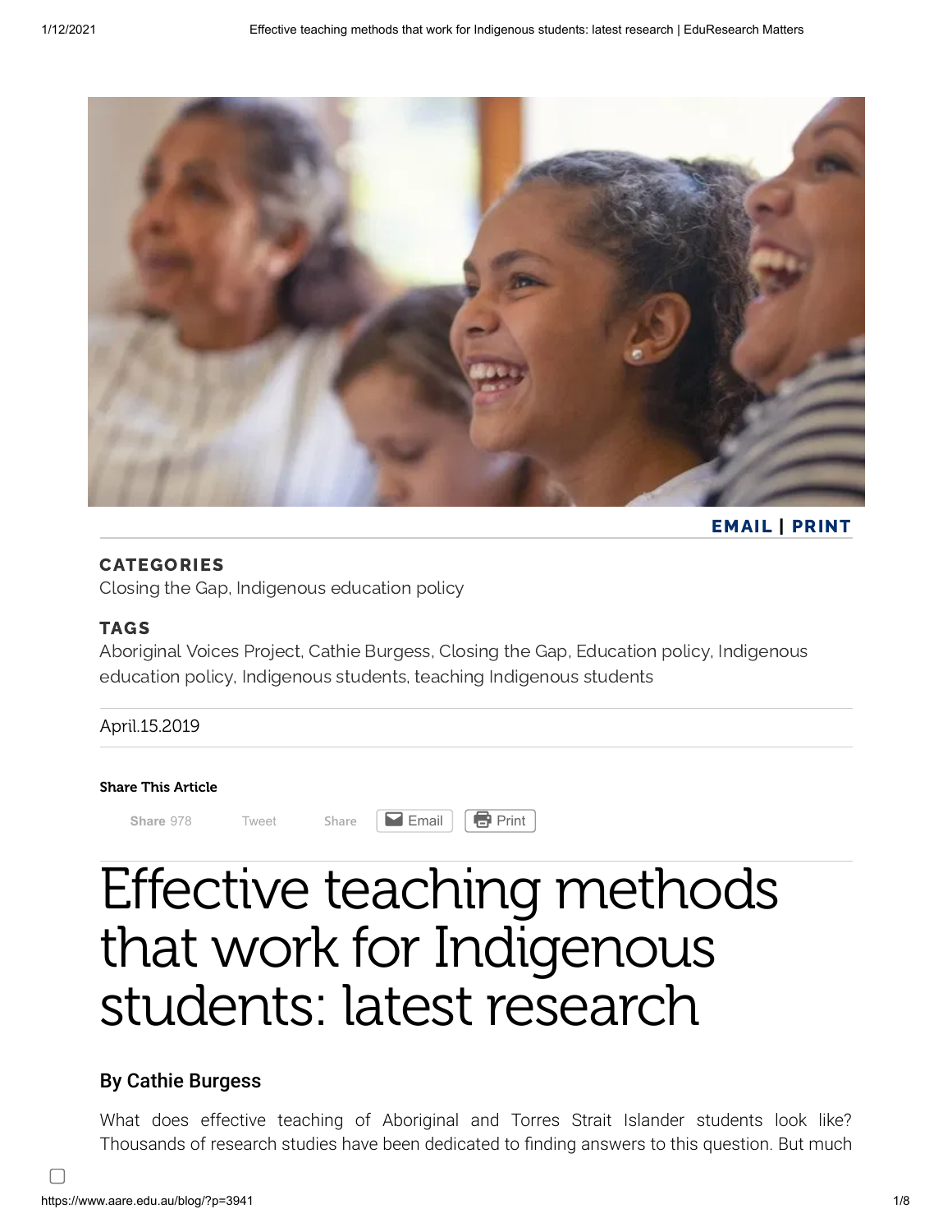EMAIL | PRINT

**CATEGORIES**

Closing the Gap, Indigenous education policy

**TAGS**

Aboriginal Voices Project, Cathie Burgess, Closing the Gap, Education policy, Indigenous education policy, Indigenous students, teaching Indigenous students

April.15.2019

**Share This Article**

Share 978 Tweet Share Email Print

# Effective teaching methods that work for Indigenous students: latest research

## By Cathie Burgess

What does effective teaching of Aboriginal and Torres Strait Islander students look like? Thousands of research studies have been dedicated to finding answers to this question. But much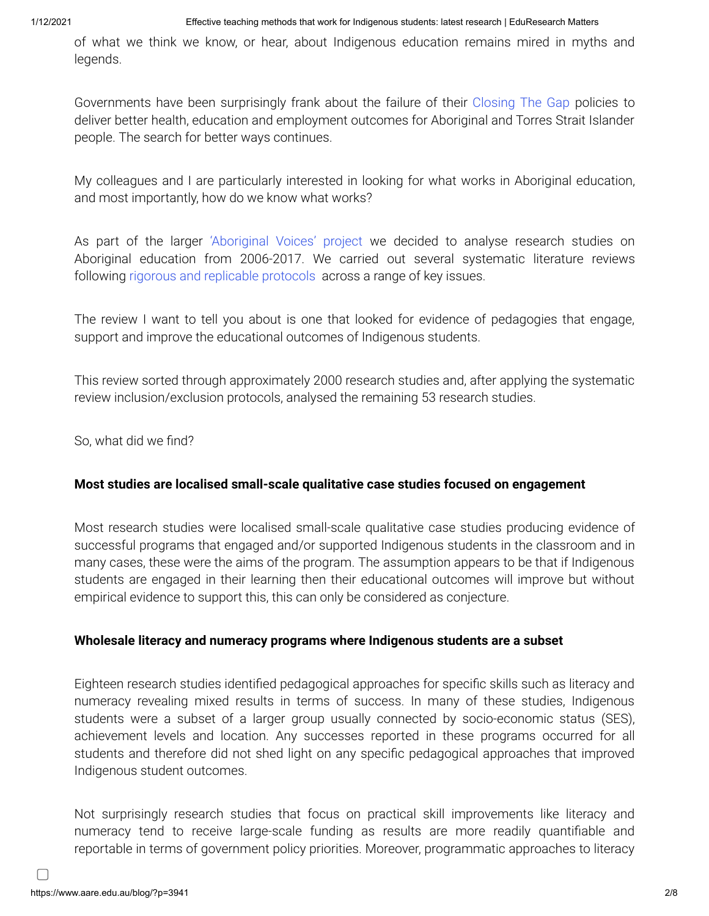of what we think we know, or hear, about Indigenous education remains mired in myths and legends.

Governments have been surprisingly frank about the failure of their Closing The Gap policies to deliver better health, education and employment outcomes for Aboriginal and Torres Strait Islander people. The search for better ways continues.

My colleagues and I are particularly interested in looking for what works in Aboriginal education, and most importantly, how do we know what works?

As part of the larger 'Aboriginal Voices' project we decided to analyse research studies on Aboriginal education from 2006-2017. We carried out several systematic literature reviews following rigorous and replicable protocols across a range of key issues.

The review I want to tell you about is one that looked for evidence of pedagogies that engage, support and improve the educational outcomes of Indigenous students.

This review sorted through approximately 2000 research studies and, after applying the systematic review inclusion/exclusion protocols, analysed the remaining 53 research studies.

So, what did we find?

**Most studies are localised small-scale qualitative case studies focused on engagement**

Most research studies were localised small-scale qualitative case studies producing evidence of successful programs that engaged and/or supported Indigenous students in the classroom and in many cases, these were the aims of the program. The assumption appears to be that if Indigenous students are engaged in their learning then their educational outcomes will improve but without empirical evidence to support this, this can only be considered as conjecture.

**Wholesale literacy and numeracy programs where Indigenous students are a subset**

Eighteen research studies identified pedagogical approaches for specific skills such as literacy and numeracy revealing mixed results in terms of success. In many of these studies, Indigenous students were a subset of a larger group usually connected by socio-economic status (SES), achievement levels and location. Any successes reported in these programs occurred for all students and therefore did not shed light on any specific pedagogical approaches that improved Indigenous student outcomes.

Not surprisingly research studies that focus on practical skill improvements like literacy and numeracy tend to receive large-scale funding as results are more readily quantifiable and reportable in terms of government policy priorities. Moreover, programmatic approaches to literacy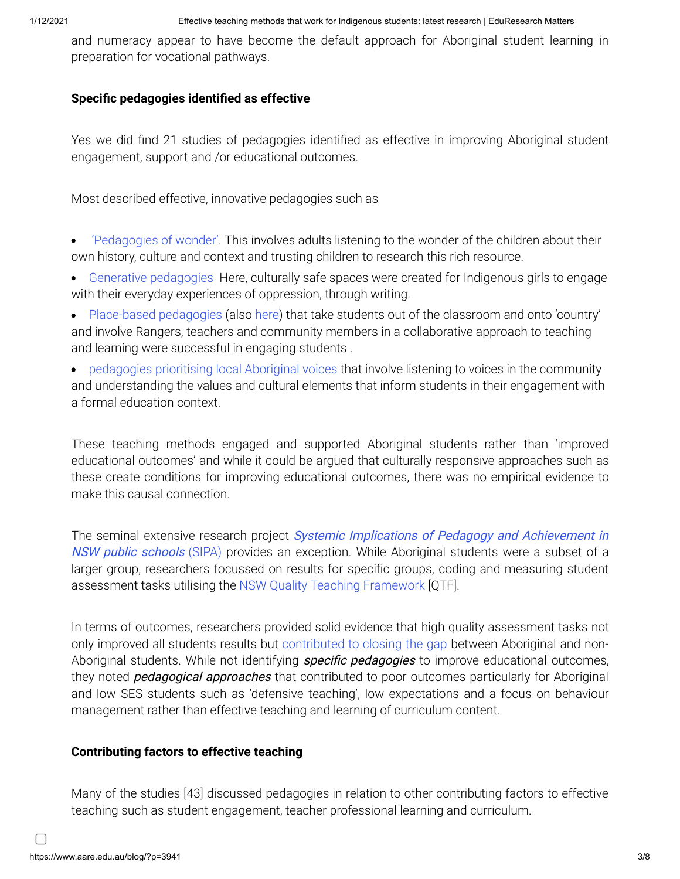and numeracy appear to have become the default approach for Aboriginal student learning in preparation for vocational pathways.

**Specific pedagogies identified as effective**

Yes we did find 21 studies of pedagogies identified as effective in improving Aboriginal student engagement, support and /or educational outcomes.

Most described effective, innovative pedagogies such as

- 'Pedagogies of wonder'. This involves adults listening to the wonder of the children about their own history, culture and context and trusting children to research this rich resource.
- Generative pedagogies Here, culturally safe spaces were created for Indigenous girls to engage with their everyday experiences of oppression, through writing.
- Place-based pedagogies (also here) that take students out of the classroom and onto 'country' and involve Rangers, teachers and community members in a collaborative approach to teaching and learning were successful in engaging students .
- pedagogies prioritising local Aboriginal voices that involve listening to voices in the community and understanding the values and cultural elements that inform students in their engagement with a formal education context.

These teaching methods engaged and supported Aboriginal students rather than 'improved educational outcomes' and while it could be argued that culturally responsive approaches such as these create conditions for improving educational outcomes, there was no empirical evidence to make this causal connection.

The seminal extensive research project *Systemic Implications of Pedagogy and Achievement in NSW public schools* (SIPA) provides an exception. While Aboriginal students were a subset of a larger group, researchers focussed on results for specific groups, coding and measuring student assessment tasks utilising the NSW Quality Teaching Framework [QTF].

In terms of outcomes, researchers provided solid evidence that high quality assessment tasks not only improved all students results but contributed to closing the gap between Aboriginal and non-Aboriginal students. While not identifying ***specific pedagogies*** to improve educational outcomes, they noted ***pedagogical approaches*** that contributed to poor outcomes particularly for Aboriginal and low SES students such as 'defensive teaching', low expectations and a focus on behaviour management rather than effective teaching and learning of curriculum content.

**Contributing factors to effective teaching**

Many of the studies [43] discussed pedagogies in relation to other contributing factors to effective teaching such as student engagement, teacher professional learning and curriculum.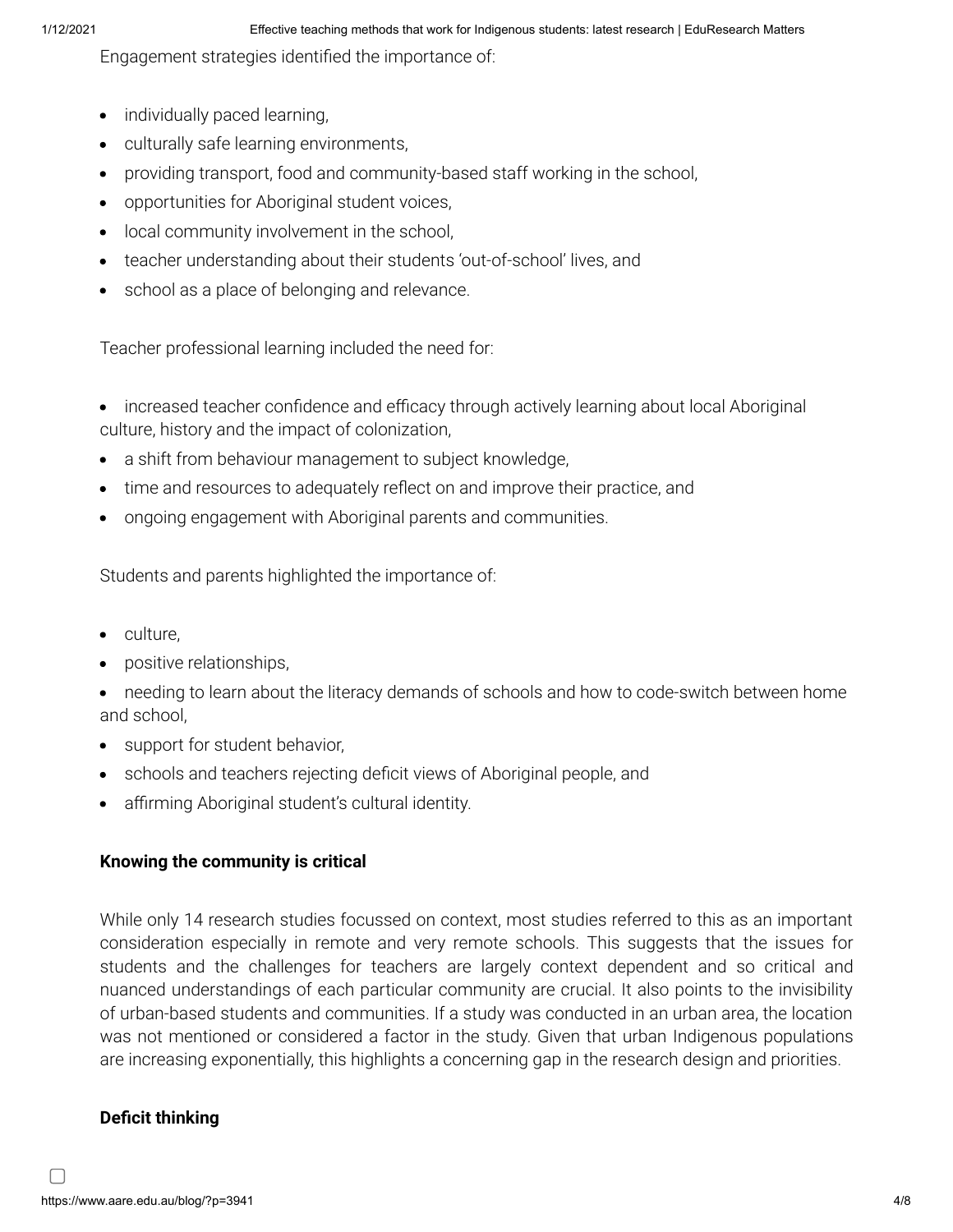Engagement strategies identified the importance of:

- individually paced learning,
- culturally safe learning environments,
- providing transport, food and community-based staff working in the school,
- opportunities for Aboriginal student voices,
- local community involvement in the school,
- teacher understanding about their students 'out-of-school' lives, and
- school as a place of belonging and relevance.

Teacher professional learning included the need for:

- increased teacher confidence and efficacy through actively learning about local Aboriginal culture, history and the impact of colonization,
- a shift from behaviour management to subject knowledge,
- time and resources to adequately reflect on and improve their practice, and
- ongoing engagement with Aboriginal parents and communities.

Students and parents highlighted the importance of:

- culture,
- positive relationships,
- needing to learn about the literacy demands of schools and how to code-switch between home and school,
- support for student behavior,
- schools and teachers rejecting deficit views of Aboriginal people, and
- affirming Aboriginal student's cultural identity.

**Knowing the community is critical**

While only 14 research studies focussed on context, most studies referred to this as an important consideration especially in remote and very remote schools. This suggests that the issues for students and the challenges for teachers are largely context dependent and so critical and nuanced understandings of each particular community are crucial. It also points to the invisibility of urban-based students and communities. If a study was conducted in an urban area, the location was not mentioned or considered a factor in the study. Given that urban Indigenous populations are increasing exponentially, this highlights a concerning gap in the research design and priorities.

**Deficit thinking**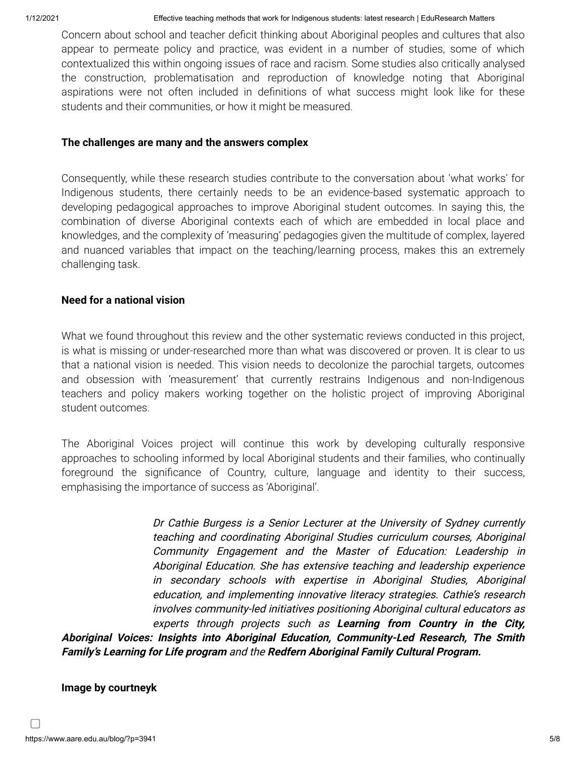Concern about school and teacher deficit thinking about Aboriginal peoples and cultures that also appear to permeate policy and practice, was evident in a number of studies, some of which contextualized this within ongoing issues of race and racism. Some studies also critically analysed the construction, problematisation and reproduction of knowledge noting that Aboriginal aspirations were not often included in definitions of what success might look like for these students and their communities, or how it might be measured.

**The challenges are many and the answers complex**

Consequently, while these research studies contribute to the conversation about 'what works' for Indigenous students, there certainly needs to be an evidence-based systematic approach to developing pedagogical approaches to improve Aboriginal student outcomes. In saying this, the combination of diverse Aboriginal contexts each of which are embedded in local place and knowledges, and the complexity of 'measuring' pedagogies given the multitude of complex, layered and nuanced variables that impact on the teaching/learning process, makes this an extremely challenging task.

**Need for a national vision**

What we found throughout this review and the other systematic reviews conducted in this project, is what is missing or under-researched more than what was discovered or proven. It is clear to us that a national vision is needed. This vision needs to decolonize the parochial targets, outcomes and obsession with 'measurement' that currently restrains Indigenous and non-Indigenous teachers and policy makers working together on the holistic project of improving Aboriginal student outcomes.

The Aboriginal Voices project will continue this work by developing culturally responsive approaches to schooling informed by local Aboriginal students and their families, who continually foreground the significance of Country, culture, language and identity to their success, emphasising the importance of success as 'Aboriginal'.

*Dr Cathie Burgess is a Senior Lecturer at the University of Sydney currently teaching and coordinating Aboriginal Studies curriculum courses, Aboriginal Community Engagement and the Master of Education: Leadership in Aboriginal Education. She has extensive teaching and leadership experience in secondary schools with expertise in Aboriginal Studies, Aboriginal education, and implementing innovative literacy strategies. Cathie's research involves community-led initiatives positioning Aboriginal cultural educators as experts through projects such as* ***Learning from Country in the City, Aboriginal Voices: Insights into Aboriginal Education, Community-Led Research, The Smith Family's Learning for Life program*** *and the* ***Redfern Aboriginal Family Cultural Program.***

**Image by courtneyk**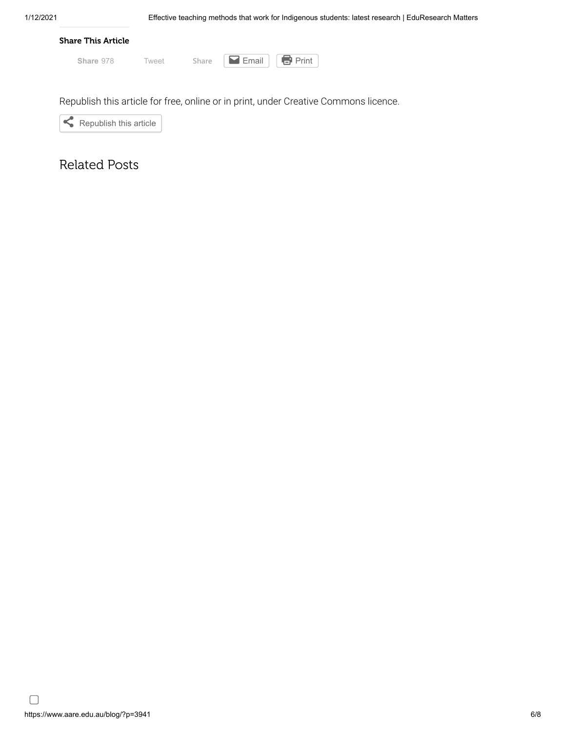Share This Article

Share 978 Tweet Share Email Print

Republish this article for free, online or in print, under Creative Commons licence.

Republish this article

## Related Posts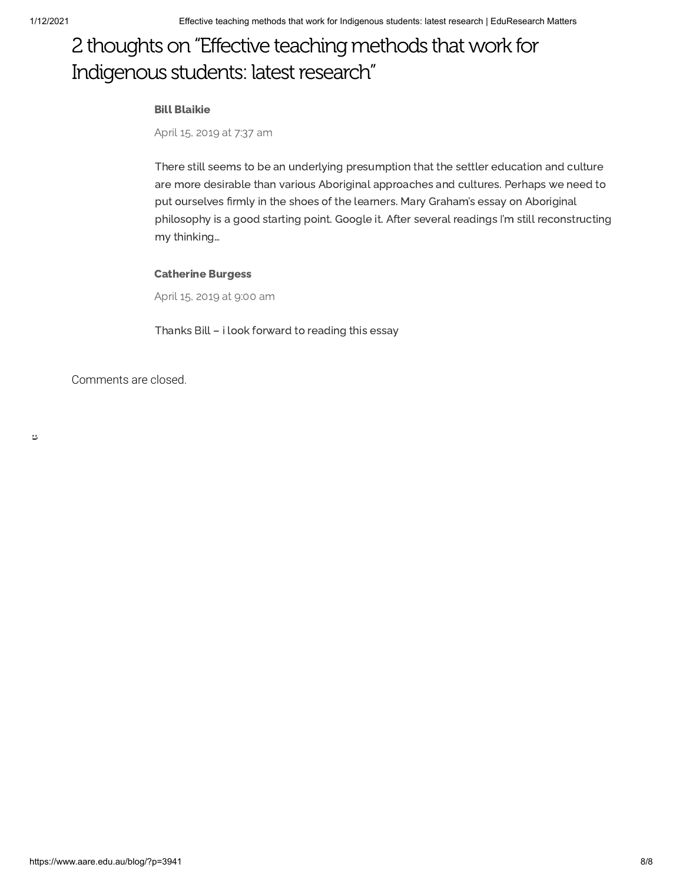## 2 thoughts on "Effective teaching methods that work for Indigenous students: latest research"

**Bill Blaikie**

April 15, 2019 at 7:37 am

There still seems to be an underlying presumption that the settler education and culture are more desirable than various Aboriginal approaches and cultures. Perhaps we need to put ourselves firmly in the shoes of the learners. Mary Graham's essay on Aboriginal philosophy is a good starting point. Google it. After several readings I'm still reconstructing my thinking…

**Catherine Burgess**

April 15, 2019 at 9:00 am

Thanks Bill – i look forward to reading this essay

Comments are closed.